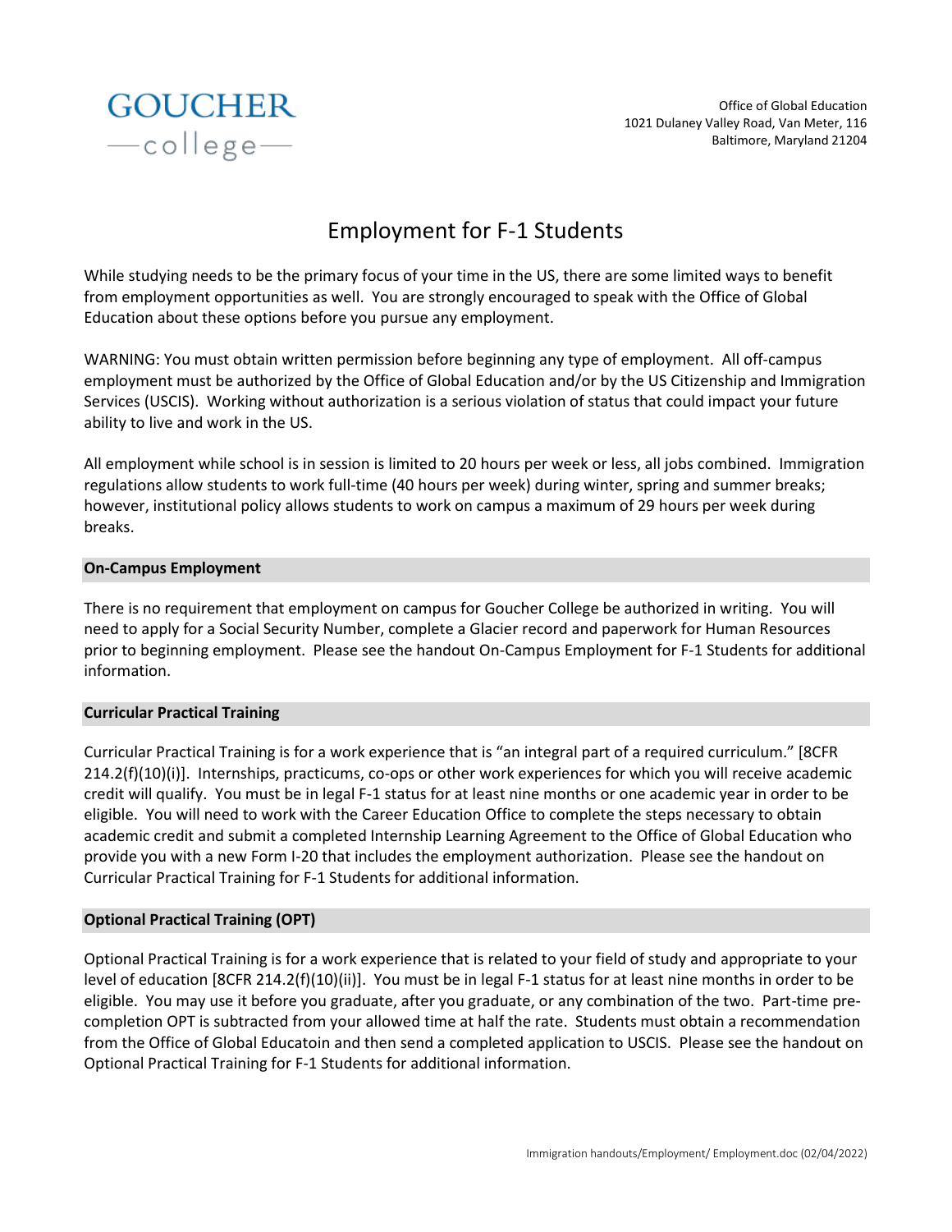GOUCHER
—college—

Office of Global Education
1021 Dulaney Valley Road, Van Meter, 116
Baltimore, Maryland 21204

# Employment for F-1 Students

While studying needs to be the primary focus of your time in the US, there are some limited ways to benefit from employment opportunities as well. You are strongly encouraged to speak with the Office of Global Education about these options before you pursue any employment.

WARNING: You must obtain written permission before beginning any type of employment. All off-campus employment must be authorized by the Office of Global Education and/or by the US Citizenship and Immigration Services (USCIS). Working without authorization is a serious violation of status that could impact your future ability to live and work in the US.

All employment while school is in session is limited to 20 hours per week or less, all jobs combined. Immigration regulations allow students to work full-time (40 hours per week) during winter, spring and summer breaks; however, institutional policy allows students to work on campus a maximum of 29 hours per week during breaks.

## On-Campus Employment

There is no requirement that employment on campus for Goucher College be authorized in writing. You will need to apply for a Social Security Number, complete a Glacier record and paperwork for Human Resources prior to beginning employment. Please see the handout On-Campus Employment for F-1 Students for additional information.

## Curricular Practical Training

Curricular Practical Training is for a work experience that is "an integral part of a required curriculum." [8CFR 214.2(f)(10)(i)]. Internships, practicums, co-ops or other work experiences for which you will receive academic credit will qualify. You must be in legal F-1 status for at least nine months or one academic year in order to be eligible. You will need to work with the Career Education Office to complete the steps necessary to obtain academic credit and submit a completed Internship Learning Agreement to the Office of Global Education who provide you with a new Form I-20 that includes the employment authorization. Please see the handout on Curricular Practical Training for F-1 Students for additional information.

## Optional Practical Training (OPT)

Optional Practical Training is for a work experience that is related to your field of study and appropriate to your level of education [8CFR 214.2(f)(10)(ii)]. You must be in legal F-1 status for at least nine months in order to be eligible. You may use it before you graduate, after you graduate, or any combination of the two. Part-time pre-completion OPT is subtracted from your allowed time at half the rate. Students must obtain a recommendation from the Office of Global Educatoin and then send a completed application to USCIS. Please see the handout on Optional Practical Training for F-1 Students for additional information.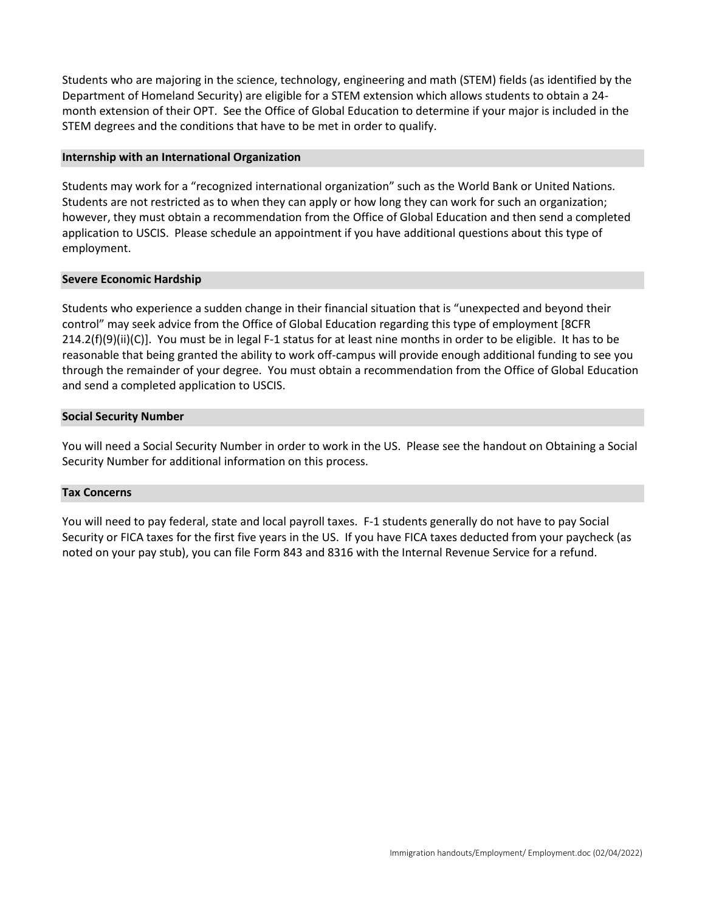Students who are majoring in the science, technology, engineering and math (STEM) fields (as identified by the Department of Homeland Security) are eligible for a STEM extension which allows students to obtain a 24-month extension of their OPT. See the Office of Global Education to determine if your major is included in the STEM degrees and the conditions that have to be met in order to qualify.

### Internship with an International Organization

Students may work for a "recognized international organization" such as the World Bank or United Nations. Students are not restricted as to when they can apply or how long they can work for such an organization; however, they must obtain a recommendation from the Office of Global Education and then send a completed application to USCIS. Please schedule an appointment if you have additional questions about this type of employment.

### Severe Economic Hardship

Students who experience a sudden change in their financial situation that is "unexpected and beyond their control" may seek advice from the Office of Global Education regarding this type of employment [8CFR 214.2(f)(9)(ii)(C)]. You must be in legal F-1 status for at least nine months in order to be eligible. It has to be reasonable that being granted the ability to work off-campus will provide enough additional funding to see you through the remainder of your degree. You must obtain a recommendation from the Office of Global Education and send a completed application to USCIS.

### Social Security Number

You will need a Social Security Number in order to work in the US. Please see the handout on Obtaining a Social Security Number for additional information on this process.

### Tax Concerns

You will need to pay federal, state and local payroll taxes. F-1 students generally do not have to pay Social Security or FICA taxes for the first five years in the US. If you have FICA taxes deducted from your paycheck (as noted on your pay stub), you can file Form 843 and 8316 with the Internal Revenue Service for a refund.